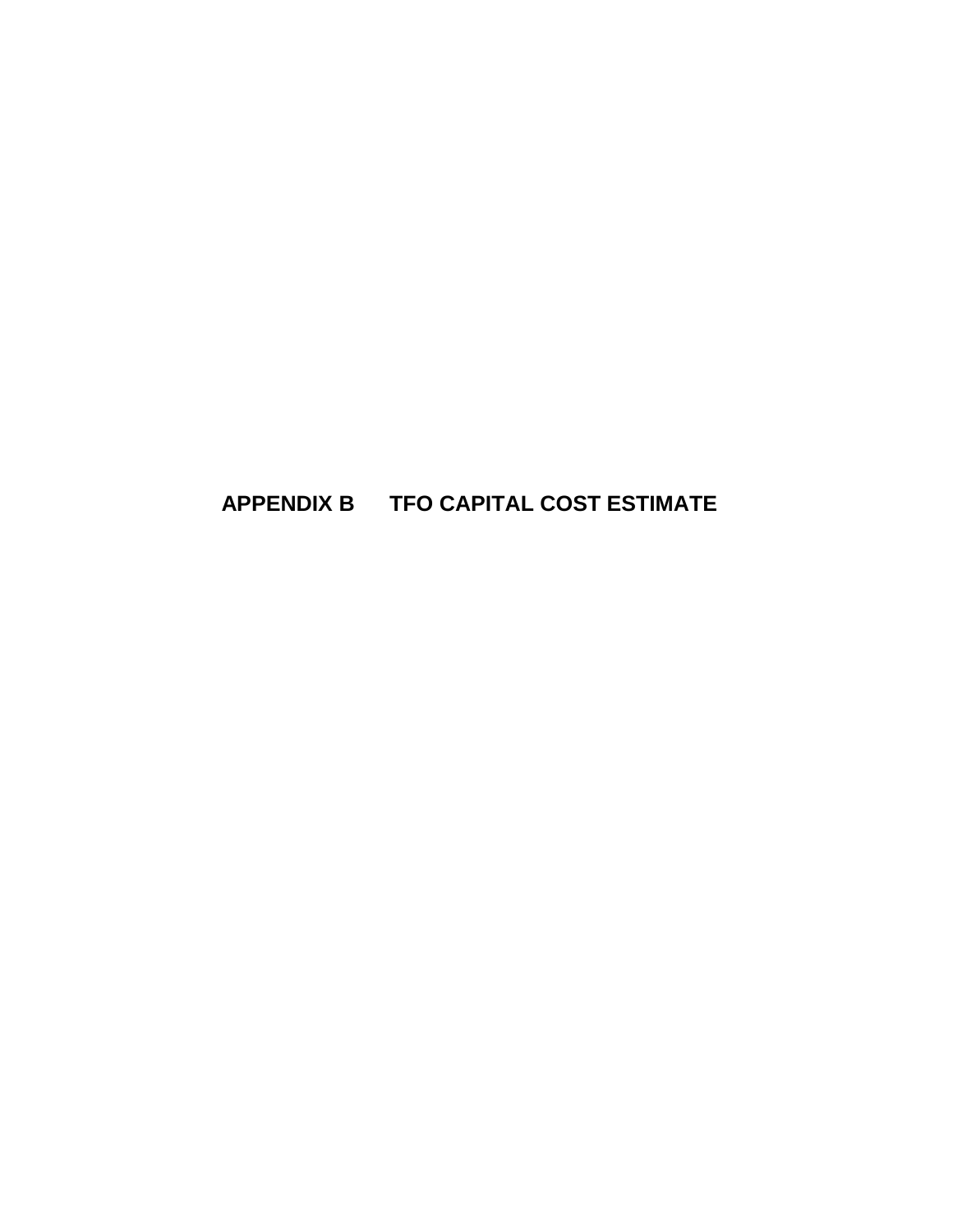# APPENDIX B TFO CAPITAL COST ESTIMATE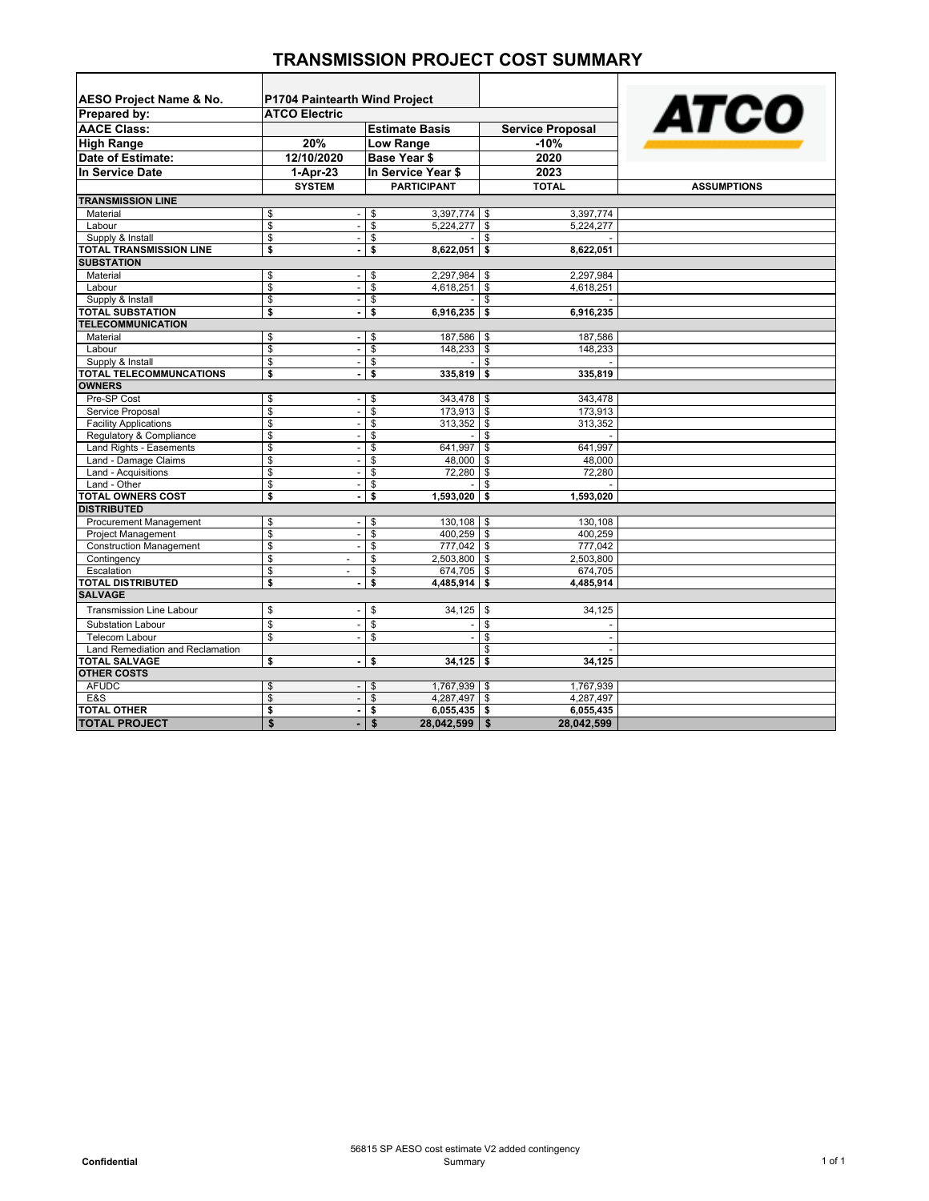# TRANSMISSION PROJECT COST SUMMARY

| | | | | |
|---|---|---|---|---|
| **AESO Project Name & No.** | **P1704 Paintearth Wind Project** | | | **ATCO** |
| **Prepared by:** | **ATCO Electric** | | | |
| **AACE Class:** | | **Estimate Basis** | **Service Proposal** | |
| **High Range** | **20%** | **Low Range** | **-10%** | |
| **Date of Estimate:** | **12/10/2020** | **Base Year $** | **2020** | |
| **In Service Date** | **1-Apr-23** | **In Service Year $** | **2023** | |
| | **SYSTEM** | **PARTICIPANT** | **TOTAL** | **ASSUMPTIONS** |
| **TRANSMISSION LINE** | | | | |
| Material | $ - | $ 3,397,774 | $ 3,397,774 | |
| Labour | $ - | $ 5,224,277 | $ 5,224,277 | |
| Supply & Install | $ - | $ - | $ - | |
| **TOTAL TRANSMISSION LINE** | **$ -** | **$ 8,622,051** | **$ 8,622,051** | |
| **SUBSTATION** | | | | |
| Material | $ - | $ 2,297,984 | $ 2,297,984 | |
| Labour | $ - | $ 4,618,251 | $ 4,618,251 | |
| Supply & Install | $ - | $ - | $ - | |
| **TOTAL SUBSTATION** | **$ -** | **$ 6,916,235** | **$ 6,916,235** | |
| **TELECOMMUNICATION** | | | | |
| Material | $ - | $ 187,586 | $ 187,586 | |
| Labour | $ - | $ 148,233 | $ 148,233 | |
| Supply & Install | $ - | $ - | $ - | |
| **TOTAL TELECOMMUNCATIONS** | **$ -** | **$ 335,819** | **$ 335,819** | |
| **OWNERS** | | | | |
| Pre-SP Cost | $ - | $ 343,478 | $ 343,478 | |
| Service Proposal | $ - | $ 173,913 | $ 173,913 | |
| Facility Applications | $ - | $ 313,352 | $ 313,352 | |
| Regulatory & Compliance | $ - | $ - | $ - | |
| Land Rights - Easements | $ - | $ 641,997 | $ 641,997 | |
| Land - Damage Claims | $ - | $ 48,000 | $ 48,000 | |
| Land - Acquisitions | $ - | $ 72,280 | $ 72,280 | |
| Land - Other | $ - | $ - | $ - | |
| **TOTAL OWNERS COST** | **$ -** | **$ 1,593,020** | **$ 1,593,020** | |
| **DISTRIBUTED** | | | | |
| Procurement Management | $ - | $ 130,108 | $ 130,108 | |
| Project Management | $ - | $ 400,259 | $ 400,259 | |
| Construction Management | $ - | $ 777,042 | $ 777,042 | |
| Contingency | $ - | $ 2,503,800 | $ 2,503,800 | |
| Escalation | $ - | $ 674,705 | $ 674,705 | |
| **TOTAL DISTRIBUTED** | **$ -** | **$ 4,485,914** | **$ 4,485,914** | |
| **SALVAGE** | | | | |
| Transmission Line Labour | $ - | $ 34,125 | $ 34,125 | |
| Substation Labour | $ - | $ - | $ - | |
| Telecom Labour | $ - | $ - | $ - | |
| Land Remediation and Reclamation | | | $ - | |
| **TOTAL SALVAGE** | **$ -** | **$ 34,125** | **$ 34,125** | |
| **OTHER COSTS** | | | | |
| AFUDC | $ - | $ 1,767,939 | $ 1,767,939 | |
| E&S | $ - | $ 4,287,497 | $ 4,287,497 | |
| **TOTAL OTHER** | **$ -** | **$ 6,055,435** | **$ 6,055,435** | |
| **TOTAL PROJECT** | **$ -** | **$ 28,042,599** | **$ 28,042,599** | |

Confidential

56815 SP AESO cost estimate V2 added contingency
Summary